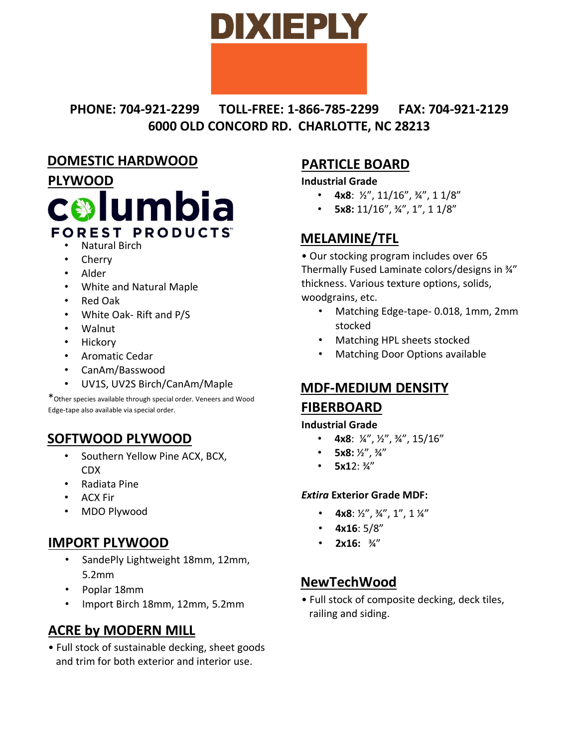# DIXIEPLY

**PHONE: 704-921-2299 TOLL-FREE: 1-866-785-2299 FAX: 704-921-2129**
**6000 OLD CONCORD RD. CHARLOTTE, NC 28213**

## DOMESTIC HARDWOOD PLYWOOD

columbia FOREST PRODUCTS

- Natural Birch
- Cherry
- Alder
- White and Natural Maple
- Red Oak
- White Oak- Rift and P/S
- Walnut
- Hickory
- Aromatic Cedar
- CanAm/Basswood
- UV1S, UV2S Birch/CanAm/Maple

*Other species available through special order. Veneers and Wood Edge-tape also available via special order.

## SOFTWOOD PLYWOOD

- Southern Yellow Pine ACX, BCX, CDX
- Radiata Pine
- ACX Fir
- MDO Plywood

## IMPORT PLYWOOD

- SandePly Lightweight 18mm, 12mm, 5.2mm
- Poplar 18mm
- Import Birch 18mm, 12mm, 5.2mm

## ACRE by MODERN MILL

- Full stock of sustainable decking, sheet goods and trim for both exterior and interior use.

## PARTICLE BOARD

**Industrial Grade**

- **4x8**: ½", 11/16", ¾", 1 1/8"
- **5x8:** 11/16", ¾", 1", 1 1/8"

## MELAMINE/TFL

- Our stocking program includes over 65 Thermally Fused Laminate colors/designs in ¾" thickness. Various texture options, solids, woodgrains, etc.
  - Matching Edge-tape- 0.018, 1mm, 2mm stocked
  - Matching HPL sheets stocked
  - Matching Door Options available

## MDF-MEDIUM DENSITY FIBERBOARD

**Industrial Grade**

- **4x8**: ¼", ½", ¾", 15/16"
- **5x8:** ½", ¾"
- **5x12**: ¾"

***Extira* Exterior Grade MDF:**

- **4x8**: ½", ¾", 1", 1 ¼"
- **4x16**: 5/8"
- **2x16:** ¾"

## NewTechWood

- Full stock of composite decking, deck tiles, railing and siding.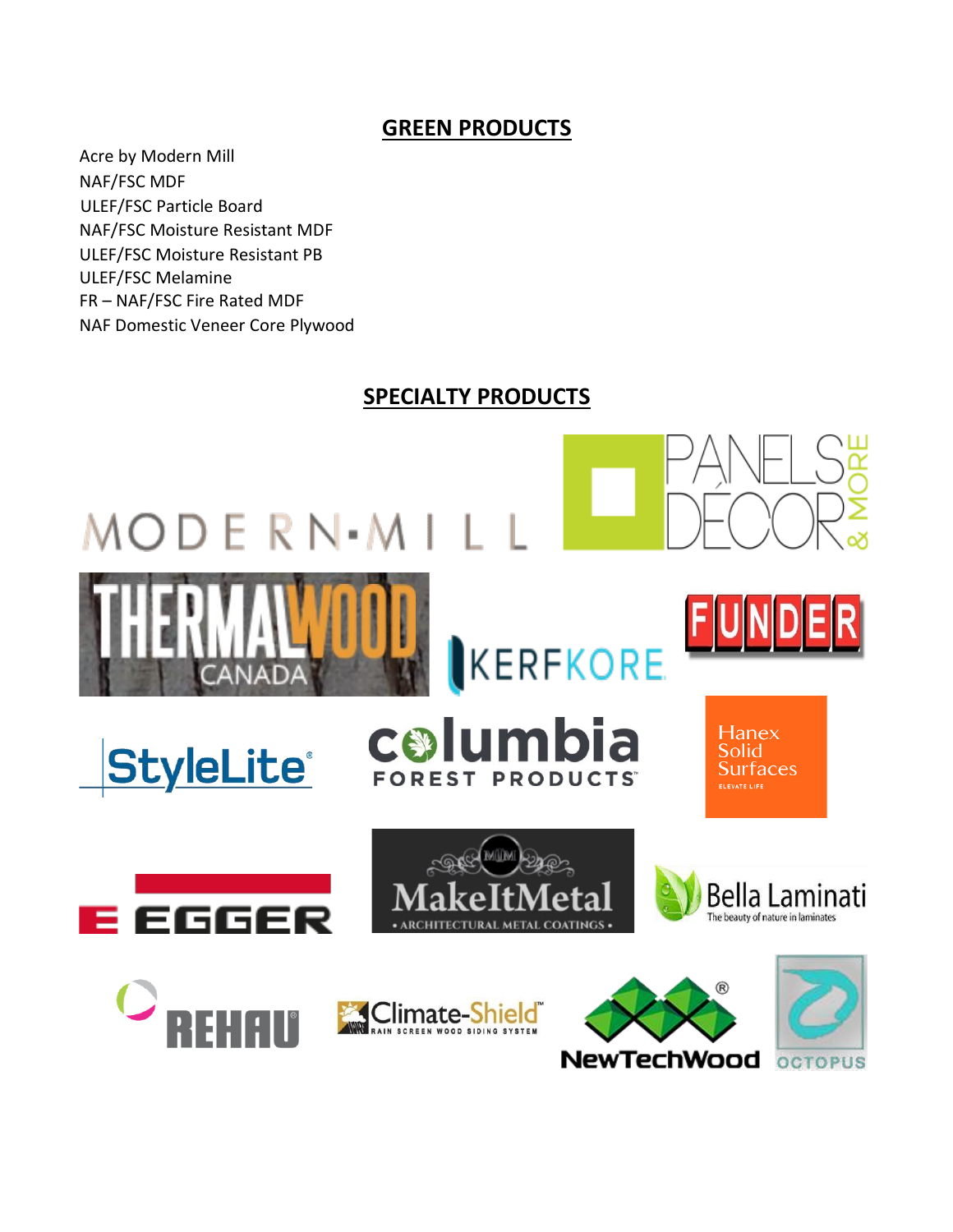## GREEN PRODUCTS

Acre by Modern Mill
NAF/FSC MDF
ULEF/FSC Particle Board
NAF/FSC Moisture Resistant MDF
ULEF/FSC Moisture Resistant PB
ULEF/FSC Melamine
FR – NAF/FSC Fire Rated MDF
NAF Domestic Veneer Core Plywood

## SPECIALTY PRODUCTS

MODERN·MILL
PANELS DÉCOR & MORE
THERMALWOOD CANADA
KERFKORE
FUNDER
StyleLite
columbia FOREST PRODUCTS
Hanex Solid Surfaces ELEVATE LIFE
EGGER
MakeItMetal • ARCHITECTURAL METAL COATINGS •
Bella Laminati The beauty of nature in laminates
REHAU
Climate-Shield RAIN SCREEN WOOD SIDING SYSTEM
NewTechWood
OCTOPUS